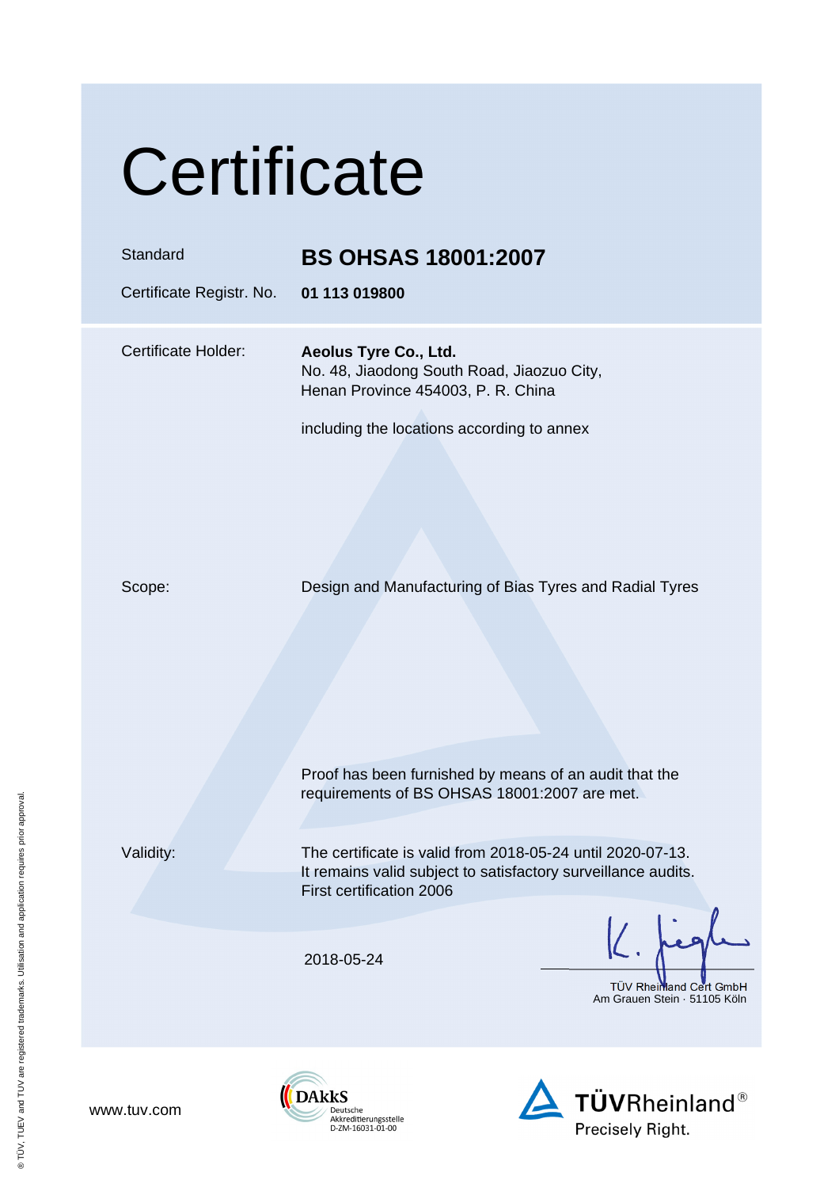# Certificate

| | |
|---|---|
| Standard | **BS OHSAS 18001:2007** |
| Certificate Registr. No. | **01 113 019800** |

Certificate Holder: **Aeolus Tyre Co., Ltd.**
No. 48, Jiaodong South Road, Jiaozuo City,
Henan Province 454003, P. R. China

including the locations according to annex

Scope: Design and Manufacturing of Bias Tyres and Radial Tyres

Proof has been furnished by means of an audit that the requirements of BS OHSAS 18001:2007 are met.

Validity: The certificate is valid from 2018-05-24 until 2020-07-13.
It remains valid subject to satisfactory surveillance audits.
First certification 2006

2018-05-24

TÜV Rheinland Cert GmbH
Am Grauen Stein · 51105 Köln

www.tuv.com

DAkkS Deutsche Akkreditierungsstelle D-ZM-16031-01-00

TÜVRheinland® Precisely Right.

® TÜV, TUEV and TUV are registered trademarks. Utilisation and application requires prior approval.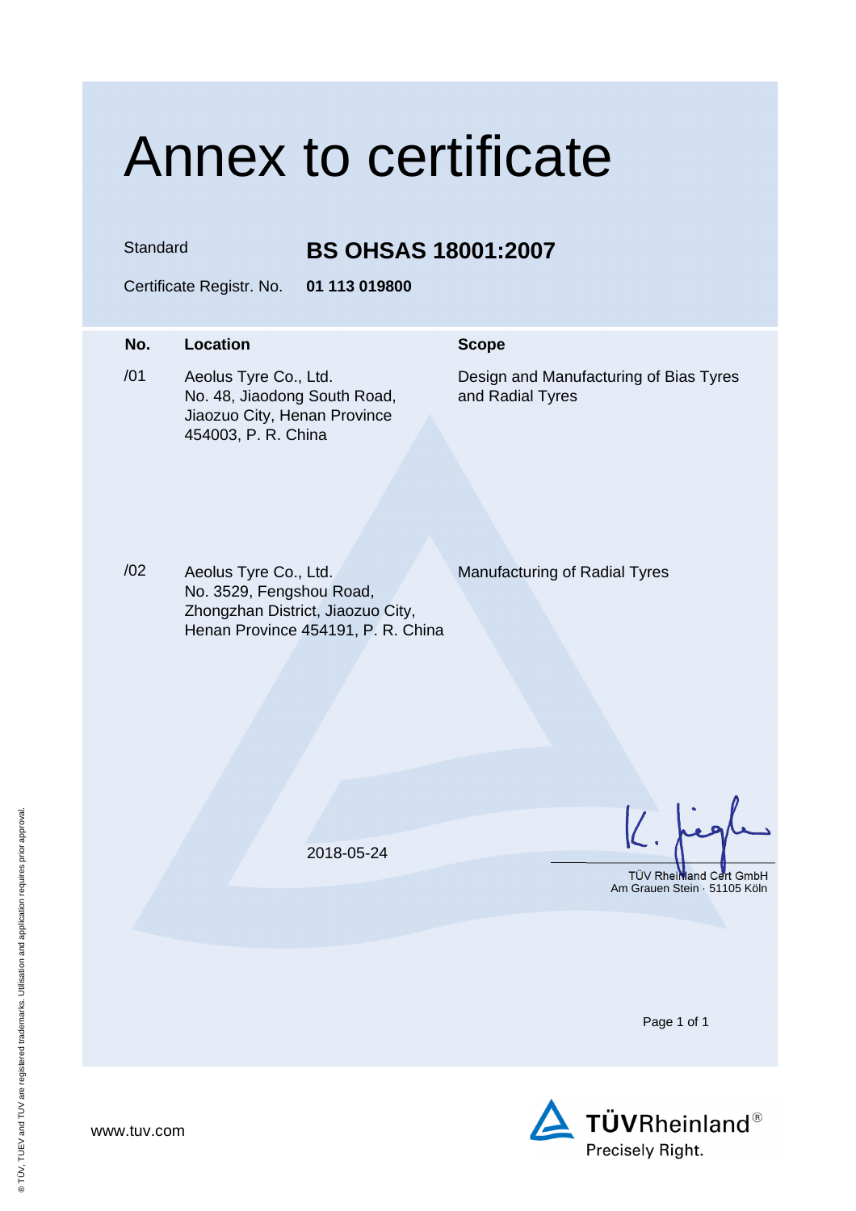# Annex to certificate

Standard **BS OHSAS 18001:2007**

Certificate Registr. No. **01 113 019800**

| No. | Location | Scope |
|---|---|---|
| /01 | Aeolus Tyre Co., Ltd. No. 48, Jiaodong South Road, Jiaozuo City, Henan Province 454003, P. R. China | Design and Manufacturing of Bias Tyres and Radial Tyres |
| /02 | Aeolus Tyre Co., Ltd. No. 3529, Fengshou Road, Zhongzhan District, Jiaozuo City, Henan Province 454191, P. R. China | Manufacturing of Radial Tyres |

2018-05-24

TÜV Rheinland Cert GmbH
Am Grauen Stein · 51105 Köln

www.tuv.com

TÜVRheinland®
Precisely Right.

® TÜV, TUEV and TUV are registered trademarks. Utilisation and application requires prior approval.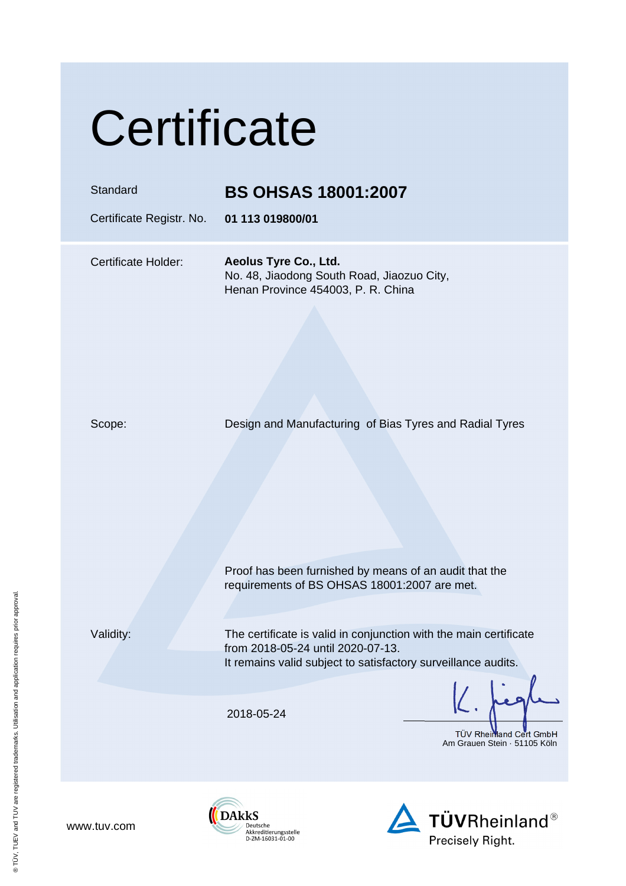# Certificate

| | |
|---|---|
| Standard | **BS OHSAS 18001:2007** |
| Certificate Registr. No. | **01 113 019800/01** |

Certificate Holder: **Aeolus Tyre Co., Ltd.**
No. 48, Jiaodong South Road, Jiaozuo City,
Henan Province 454003, P. R. China

Scope: Design and Manufacturing of Bias Tyres and Radial Tyres

Proof has been furnished by means of an audit that the requirements of BS OHSAS 18001:2007 are met.

Validity: The certificate is valid in conjunction with the main certificate from 2018-05-24 until 2020-07-13.
It remains valid subject to satisfactory surveillance audits.

2018-05-24

TÜV Rheinland Cert GmbH
Am Grauen Stein · 51105 Köln

www.tuv.com

DAkkS
Deutsche Akkreditierungsstelle
D-ZM-16031-01-00

TÜVRheinland®
Precisely Right.

® TÜV, TUEV and TUV are registered trademarks. Utilisation and application requires prior approval.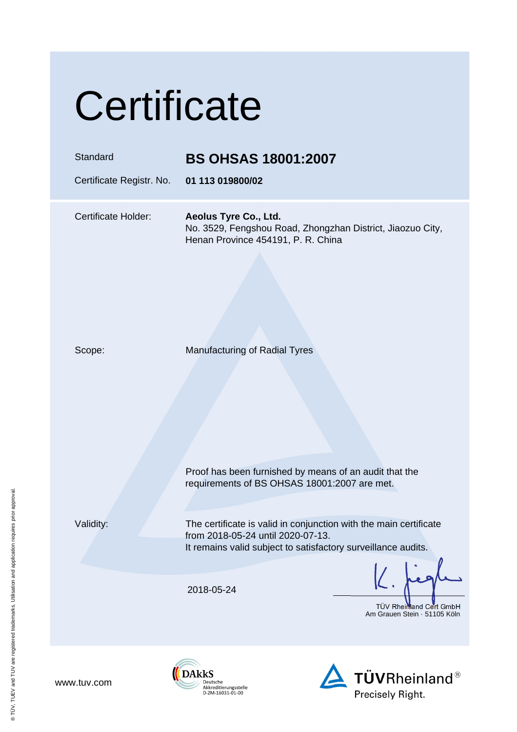# Certificate

| | |
|---|---|
| Standard | **BS OHSAS 18001:2007** |
| Certificate Registr. No. | **01 113 019800/02** |

Certificate Holder: **Aeolus Tyre Co., Ltd.**
No. 3529, Fengshou Road, Zhongzhan District, Jiaozuo City, Henan Province 454191, P. R. China

Scope: Manufacturing of Radial Tyres

Proof has been furnished by means of an audit that the requirements of BS OHSAS 18001:2007 are met.

Validity: The certificate is valid in conjunction with the main certificate from 2018-05-24 until 2020-07-13.
It remains valid subject to satisfactory surveillance audits.

2018-05-24

TÜV Rheinland Cert GmbH
Am Grauen Stein · 51105 Köln

www.tuv.com

DAkkS
Deutsche
Akkreditierungsstelle
D-ZM-16031-01-00

TÜVRheinland®
Precisely Right.

® TÜV, TUEV and TUV are registered trademarks. Utilisation and application requires prior approval.